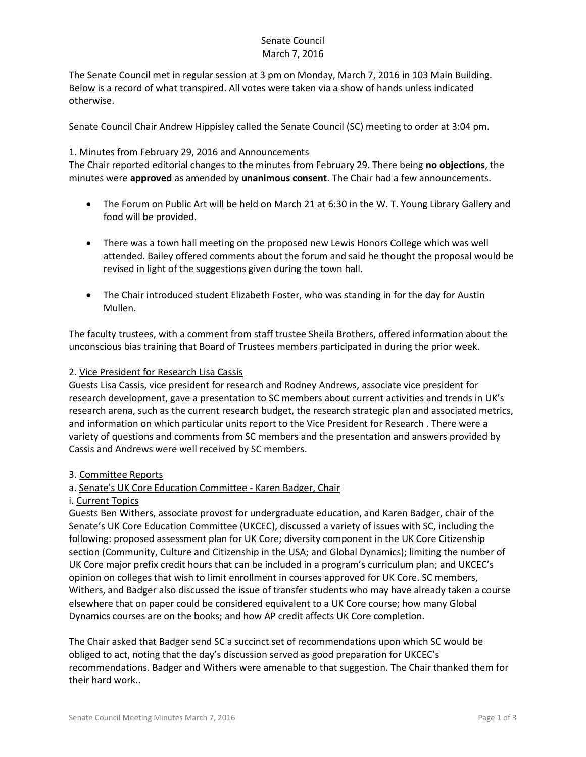# Senate Council
## March 7, 2016

The Senate Council met in regular session at 3 pm on Monday, March 7, 2016 in 103 Main Building. Below is a record of what transpired. All votes were taken via a show of hands unless indicated otherwise.

Senate Council Chair Andrew Hippisley called the Senate Council (SC) meeting to order at 3:04 pm.

### 1. Minutes from February 29, 2016 and Announcements

The Chair reported editorial changes to the minutes from February 29. There being **no objections**, the minutes were **approved** as amended by **unanimous consent**. The Chair had a few announcements.

- The Forum on Public Art will be held on March 21 at 6:30 in the W. T. Young Library Gallery and food will be provided.
- There was a town hall meeting on the proposed new Lewis Honors College which was well attended. Bailey offered comments about the forum and said he thought the proposal would be revised in light of the suggestions given during the town hall.
- The Chair introduced student Elizabeth Foster, who was standing in for the day for Austin Mullen.

The faculty trustees, with a comment from staff trustee Sheila Brothers, offered information about the unconscious bias training that Board of Trustees members participated in during the prior week.

### 2. Vice President for Research Lisa Cassis

Guests Lisa Cassis, vice president for research and Rodney Andrews, associate vice president for research development, gave a presentation to SC members about current activities and trends in UK's research arena, such as the current research budget, the research strategic plan and associated metrics, and information on which particular units report to the Vice President for Research . There were a variety of questions and comments from SC members and the presentation and answers provided by Cassis and Andrews were well received by SC members.

### 3. Committee Reports

#### a. Senate's UK Core Education Committee - Karen Badger, Chair

##### i. Current Topics

Guests Ben Withers, associate provost for undergraduate education, and Karen Badger, chair of the Senate's UK Core Education Committee (UKCEC), discussed a variety of issues with SC, including the following: proposed assessment plan for UK Core; diversity component in the UK Core Citizenship section (Community, Culture and Citizenship in the USA; and Global Dynamics); limiting the number of UK Core major prefix credit hours that can be included in a program's curriculum plan; and UKCEC's opinion on colleges that wish to limit enrollment in courses approved for UK Core. SC members, Withers, and Badger also discussed the issue of transfer students who may have already taken a course elsewhere that on paper could be considered equivalent to a UK Core course; how many Global Dynamics courses are on the books; and how AP credit affects UK Core completion.

The Chair asked that Badger send SC a succinct set of recommendations upon which SC would be obliged to act, noting that the day's discussion served as good preparation for UKCEC's recommendations. Badger and Withers were amenable to that suggestion. The Chair thanked them for their hard work..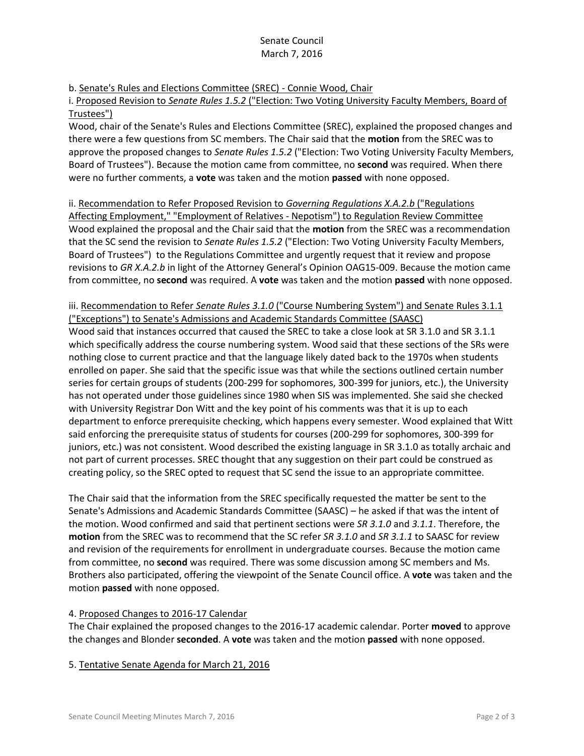b. Senate's Rules and Elections Committee (SREC) - Connie Wood, Chair

i. Proposed Revision to *Senate Rules 1.5.2* ("Election: Two Voting University Faculty Members, Board of Trustees")

Wood, chair of the Senate's Rules and Elections Committee (SREC), explained the proposed changes and there were a few questions from SC members. The Chair said that the **motion** from the SREC was to approve the proposed changes to *Senate Rules 1.5.2* ("Election: Two Voting University Faculty Members, Board of Trustees"). Because the motion came from committee, no **second** was required. When there were no further comments, a **vote** was taken and the motion **passed** with none opposed.

ii. Recommendation to Refer Proposed Revision to *Governing Regulations X.A.2.b* ("Regulations Affecting Employment," "Employment of Relatives - Nepotism") to Regulation Review Committee

Wood explained the proposal and the Chair said that the **motion** from the SREC was a recommendation that the SC send the revision to *Senate Rules 1.5.2* ("Election: Two Voting University Faculty Members, Board of Trustees") to the Regulations Committee and urgently request that it review and propose revisions to *GR X.A.2.b* in light of the Attorney General's Opinion OAG15-009. Because the motion came from committee, no **second** was required. A **vote** was taken and the motion **passed** with none opposed.

iii. Recommendation to Refer *Senate Rules 3.1.0* ("Course Numbering System") and Senate Rules 3.1.1 ("Exceptions") to Senate's Admissions and Academic Standards Committee (SAASC)

Wood said that instances occurred that caused the SREC to take a close look at SR 3.1.0 and SR 3.1.1 which specifically address the course numbering system. Wood said that these sections of the SRs were nothing close to current practice and that the language likely dated back to the 1970s when students enrolled on paper. She said that the specific issue was that while the sections outlined certain number series for certain groups of students (200-299 for sophomores, 300-399 for juniors, etc.), the University has not operated under those guidelines since 1980 when SIS was implemented. She said she checked with University Registrar Don Witt and the key point of his comments was that it is up to each department to enforce prerequisite checking, which happens every semester. Wood explained that Witt said enforcing the prerequisite status of students for courses (200-299 for sophomores, 300-399 for juniors, etc.) was not consistent. Wood described the existing language in SR 3.1.0 as totally archaic and not part of current processes. SREC thought that any suggestion on their part could be construed as creating policy, so the SREC opted to request that SC send the issue to an appropriate committee.

The Chair said that the information from the SREC specifically requested the matter be sent to the Senate's Admissions and Academic Standards Committee (SAASC) – he asked if that was the intent of the motion. Wood confirmed and said that pertinent sections were *SR 3.1.0* and *3.1.1*. Therefore, the **motion** from the SREC was to recommend that the SC refer *SR 3.1.0* and *SR 3.1.1* to SAASC for review and revision of the requirements for enrollment in undergraduate courses. Because the motion came from committee, no **second** was required. There was some discussion among SC members and Ms. Brothers also participated, offering the viewpoint of the Senate Council office. A **vote** was taken and the motion **passed** with none opposed.

4. Proposed Changes to 2016-17 Calendar

The Chair explained the proposed changes to the 2016-17 academic calendar. Porter **moved** to approve the changes and Blonder **seconded**. A **vote** was taken and the motion **passed** with none opposed.

5. Tentative Senate Agenda for March 21, 2016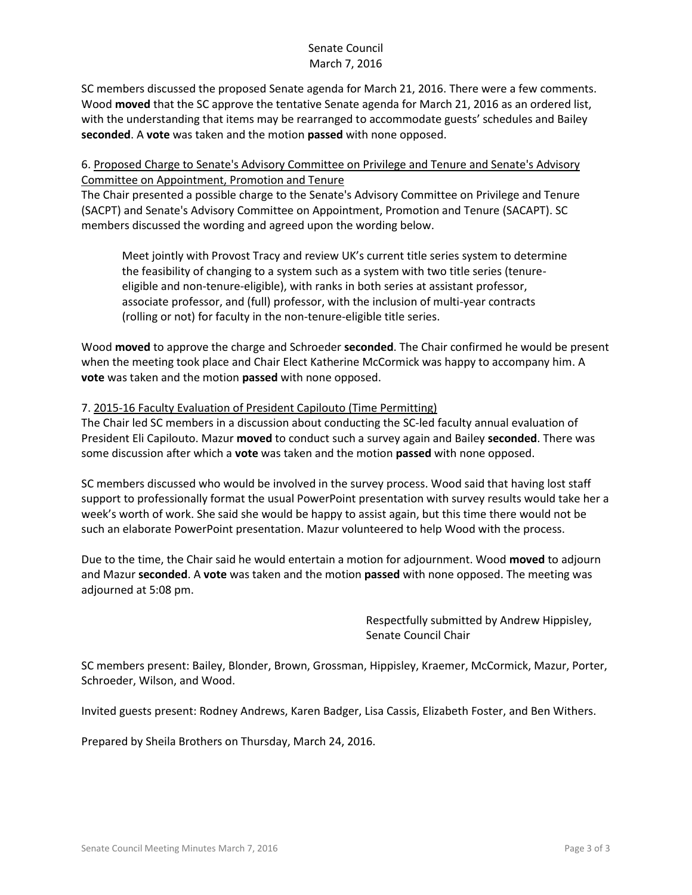SC members discussed the proposed Senate agenda for March 21, 2016. There were a few comments. Wood **moved** that the SC approve the tentative Senate agenda for March 21, 2016 as an ordered list, with the understanding that items may be rearranged to accommodate guests' schedules and Bailey **seconded**. A **vote** was taken and the motion **passed** with none opposed.

6. <u>Proposed Charge to Senate's Advisory Committee on Privilege and Tenure and Senate's Advisory Committee on Appointment, Promotion and Tenure</u>
The Chair presented a possible charge to the Senate's Advisory Committee on Privilege and Tenure (SACPT) and Senate's Advisory Committee on Appointment, Promotion and Tenure (SACAPT). SC members discussed the wording and agreed upon the wording below.

> Meet jointly with Provost Tracy and review UK's current title series system to determine the feasibility of changing to a system such as a system with two title series (tenure-eligible and non-tenure-eligible), with ranks in both series at assistant professor, associate professor, and (full) professor, with the inclusion of multi-year contracts (rolling or not) for faculty in the non-tenure-eligible title series.

Wood **moved** to approve the charge and Schroeder **seconded**. The Chair confirmed he would be present when the meeting took place and Chair Elect Katherine McCormick was happy to accompany him. A **vote** was taken and the motion **passed** with none opposed.

7. <u>2015-16 Faculty Evaluation of President Capilouto (Time Permitting)</u>
The Chair led SC members in a discussion about conducting the SC-led faculty annual evaluation of President Eli Capilouto. Mazur **moved** to conduct such a survey again and Bailey **seconded**. There was some discussion after which a **vote** was taken and the motion **passed** with none opposed.

SC members discussed who would be involved in the survey process. Wood said that having lost staff support to professionally format the usual PowerPoint presentation with survey results would take her a week's worth of work. She said she would be happy to assist again, but this time there would not be such an elaborate PowerPoint presentation. Mazur volunteered to help Wood with the process.

Due to the time, the Chair said he would entertain a motion for adjournment. Wood **moved** to adjourn and Mazur **seconded**. A **vote** was taken and the motion **passed** with none opposed. The meeting was adjourned at 5:08 pm.

Respectfully submitted by Andrew Hippisley,
Senate Council Chair

SC members present: Bailey, Blonder, Brown, Grossman, Hippisley, Kraemer, McCormick, Mazur, Porter, Schroeder, Wilson, and Wood.

Invited guests present: Rodney Andrews, Karen Badger, Lisa Cassis, Elizabeth Foster, and Ben Withers.

Prepared by Sheila Brothers on Thursday, March 24, 2016.